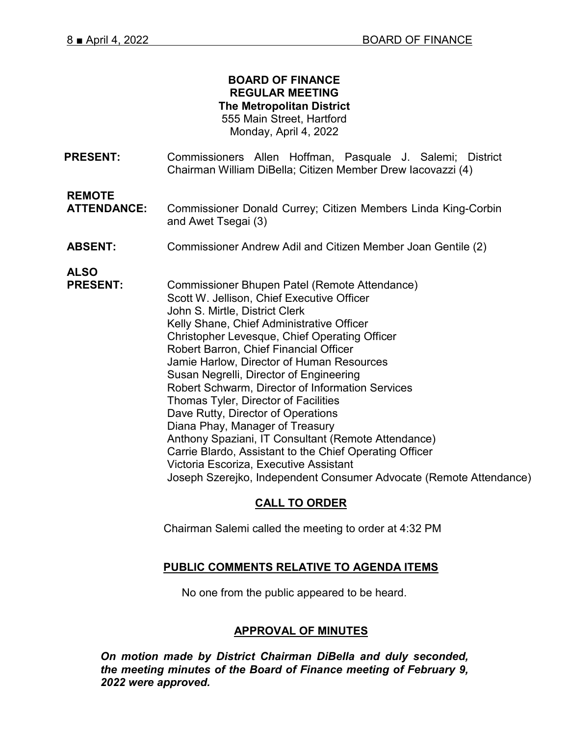**BOARD OF FINANCE**
**REGULAR MEETING**
**The Metropolitan District**
555 Main Street, Hartford
Monday, April 4, 2022

**PRESENT:** Commissioners Allen Hoffman, Pasquale J. Salemi; District Chairman William DiBella; Citizen Member Drew Iacovazzi (4)

**REMOTE ATTENDANCE:** Commissioner Donald Currey; Citizen Members Linda King-Corbin and Awet Tsegai (3)

**ABSENT:** Commissioner Andrew Adil and Citizen Member Joan Gentile (2)

**ALSO PRESENT:**
Commissioner Bhupen Patel (Remote Attendance)
Scott W. Jellison, Chief Executive Officer
John S. Mirtle, District Clerk
Kelly Shane, Chief Administrative Officer
Christopher Levesque, Chief Operating Officer
Robert Barron, Chief Financial Officer
Jamie Harlow, Director of Human Resources
Susan Negrelli, Director of Engineering
Robert Schwarm, Director of Information Services
Thomas Tyler, Director of Facilities
Dave Rutty, Director of Operations
Diana Phay, Manager of Treasury
Anthony Spaziani, IT Consultant (Remote Attendance)
Carrie Blardo, Assistant to the Chief Operating Officer
Victoria Escoriza, Executive Assistant
Joseph Szerejko, Independent Consumer Advocate (Remote Attendance)

## CALL TO ORDER

Chairman Salemi called the meeting to order at 4:32 PM

## PUBLIC COMMENTS RELATIVE TO AGENDA ITEMS

No one from the public appeared to be heard.

## APPROVAL OF MINUTES

***On motion made by District Chairman DiBella and duly seconded, the meeting minutes of the Board of Finance meeting of February 9, 2022 were approved.***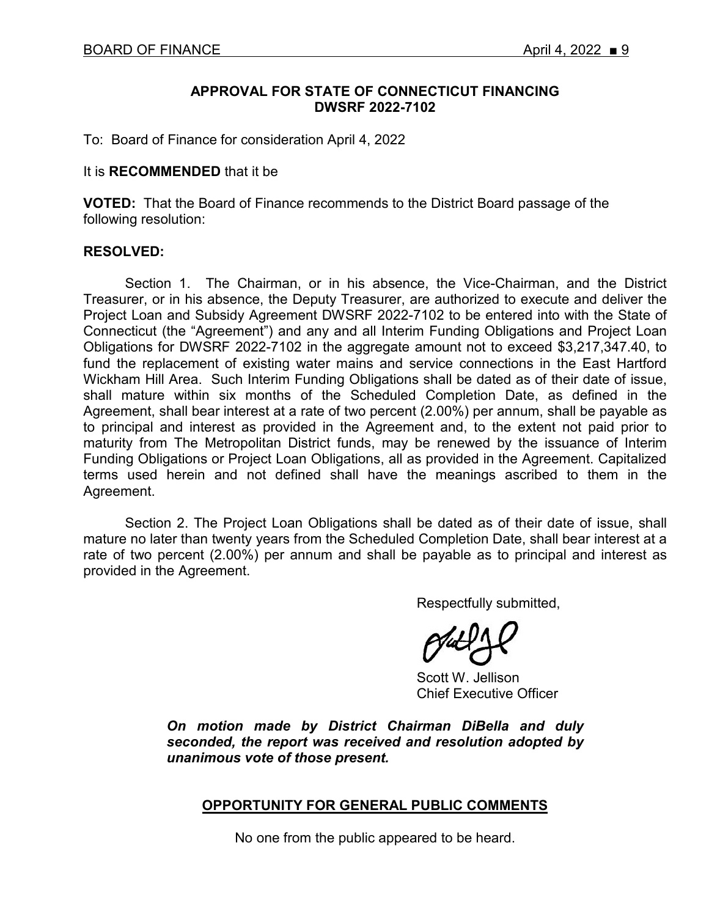## APPROVAL FOR STATE OF CONNECTICUT FINANCING DWSRF 2022-7102

To: Board of Finance for consideration April 4, 2022

It is **RECOMMENDED** that it be

**VOTED:** That the Board of Finance recommends to the District Board passage of the following resolution:

**RESOLVED:**

Section 1. The Chairman, or in his absence, the Vice-Chairman, and the District Treasurer, or in his absence, the Deputy Treasurer, are authorized to execute and deliver the Project Loan and Subsidy Agreement DWSRF 2022-7102 to be entered into with the State of Connecticut (the "Agreement") and any and all Interim Funding Obligations and Project Loan Obligations for DWSRF 2022-7102 in the aggregate amount not to exceed $3,217,347.40, to fund the replacement of existing water mains and service connections in the East Hartford Wickham Hill Area. Such Interim Funding Obligations shall be dated as of their date of issue, shall mature within six months of the Scheduled Completion Date, as defined in the Agreement, shall bear interest at a rate of two percent (2.00%) per annum, shall be payable as to principal and interest as provided in the Agreement and, to the extent not paid prior to maturity from The Metropolitan District funds, may be renewed by the issuance of Interim Funding Obligations or Project Loan Obligations, all as provided in the Agreement. Capitalized terms used herein and not defined shall have the meanings ascribed to them in the Agreement.

Section 2. The Project Loan Obligations shall be dated as of their date of issue, shall mature no later than twenty years from the Scheduled Completion Date, shall bear interest at a rate of two percent (2.00%) per annum and shall be payable as to principal and interest as provided in the Agreement.

Respectfully submitted,

Scott W. Jellison
Chief Executive Officer

***On motion made by District Chairman DiBella and duly seconded, the report was received and resolution adopted by unanimous vote of those present.***

## OPPORTUNITY FOR GENERAL PUBLIC COMMENTS

No one from the public appeared to be heard.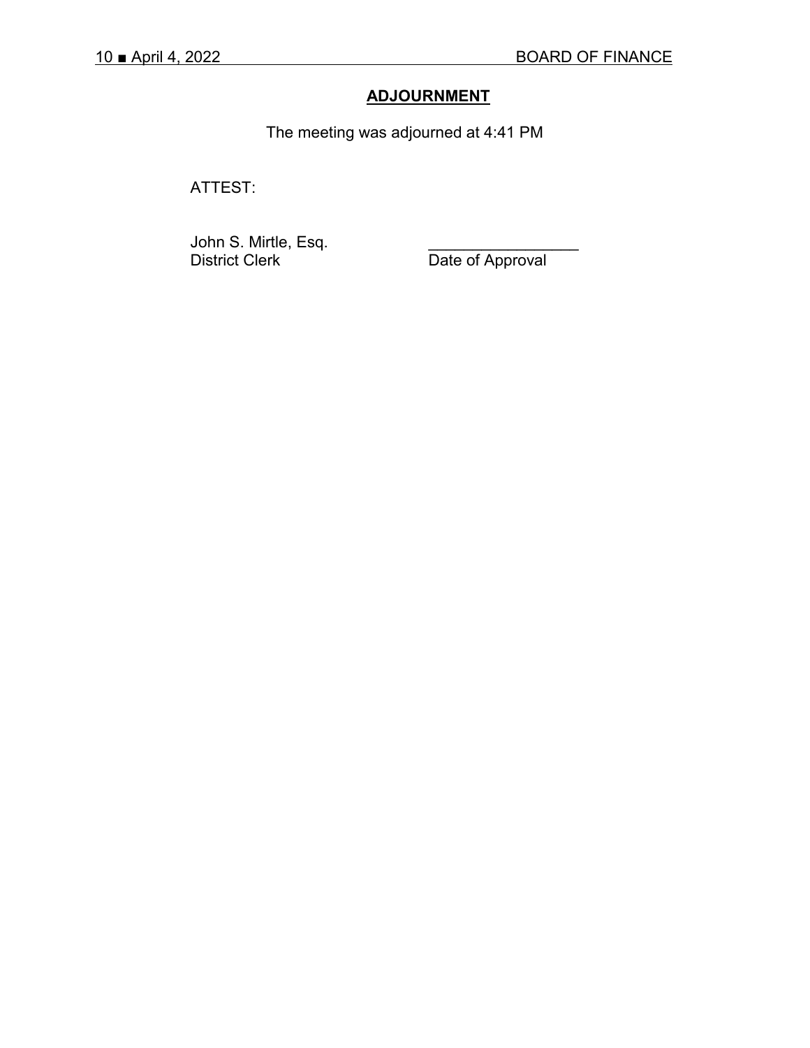## ADJOURNMENT

The meeting was adjourned at 4:41 PM

ATTEST:

John S. Mirtle, Esq.
District Clerk

_________________
Date of Approval